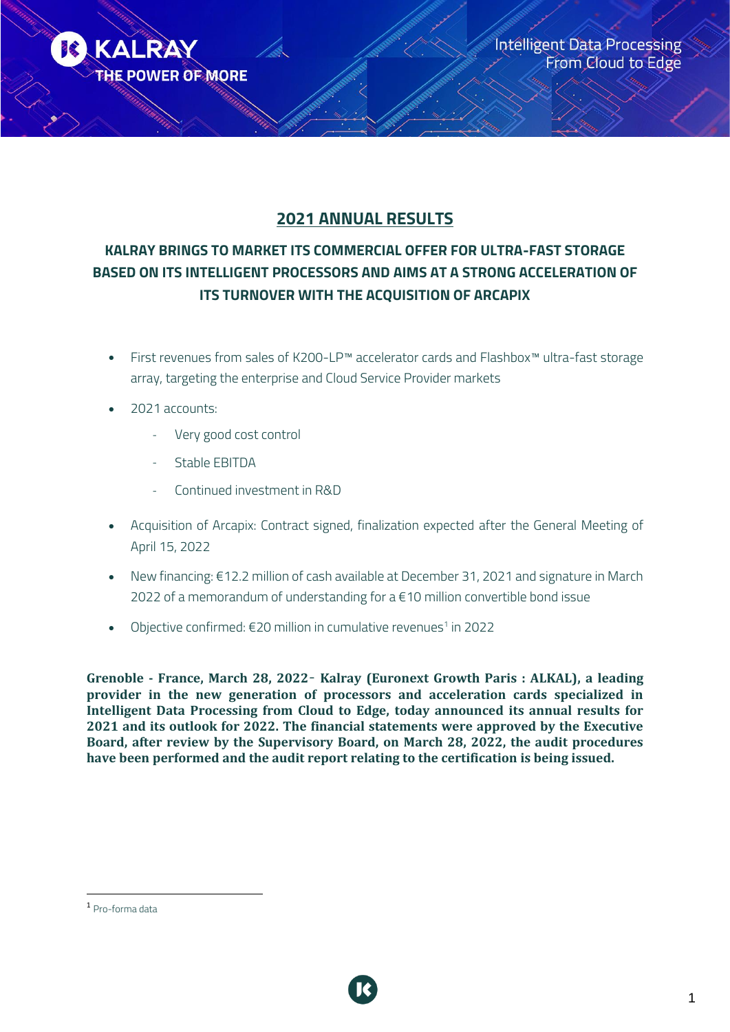# 2021 ANNUAL RESULTS

## KALRAY BRINGS TO MARKET ITS COMMERCIAL OFFER FOR ULTRA-FAST STORAGE BASED ON ITS INTELLIGENT PROCESSORS AND AIMS AT A STRONG ACCELERATION OF ITS TURNOVER WITH THE ACQUISITION OF ARCAPIX

- First revenues from sales of K200-LP™ accelerator cards and Flashbox™ ultra-fast storage array, targeting the enterprise and Cloud Service Provider markets
- 2021 accounts:
  - Very good cost control
  - Stable EBITDA
  - Continued investment in R&D
- Acquisition of Arcapix: Contract signed, finalization expected after the General Meeting of April 15, 2022
- New financing: €12.2 million of cash available at December 31, 2021 and signature in March 2022 of a memorandum of understanding for a €10 million convertible bond issue
- Objective confirmed: €20 million in cumulative revenues[1] in 2022

**Grenoble - France, March 28, 2022- Kalray (Euronext Growth Paris : ALKAL), a leading provider in the new generation of processors and acceleration cards specialized in Intelligent Data Processing from Cloud to Edge, today announced its annual results for 2021 and its outlook for 2022. The financial statements were approved by the Executive Board, after review by the Supervisory Board, on March 28, 2022, the audit procedures have been performed and the audit report relating to the certification is being issued.**

[1] Pro-forma data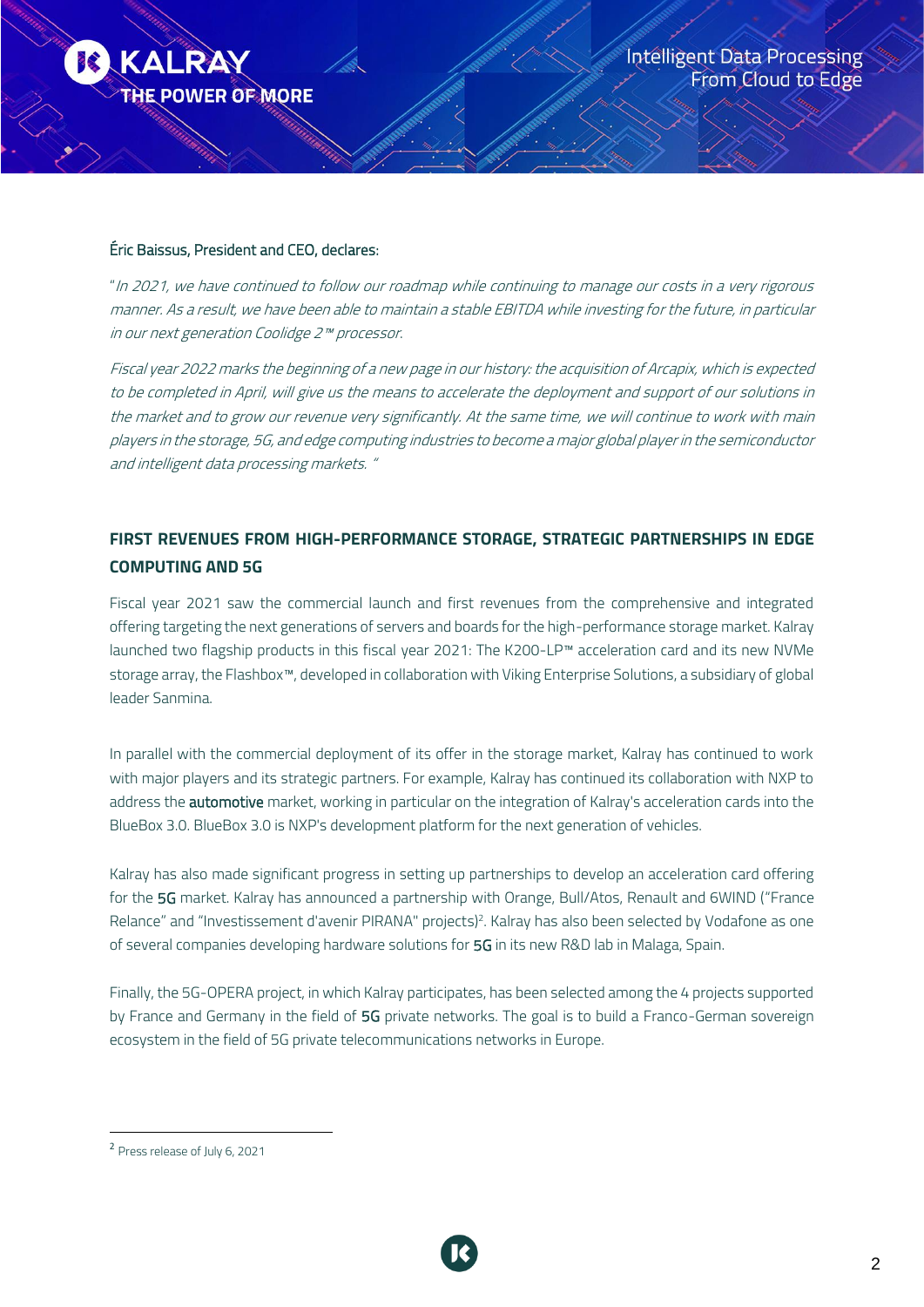Éric Baissus, President and CEO, declares:

"*In 2021, we have continued to follow our roadmap while continuing to manage our costs in a very rigorous manner. As a result, we have been able to maintain a stable EBITDA while investing for the future, in particular in our next generation Coolidge 2™ processor.*

*Fiscal year 2022 marks the beginning of a new page in our history: the acquisition of Arcapix, which is expected to be completed in April, will give us the means to accelerate the deployment and support of our solutions in the market and to grow our revenue very significantly. At the same time, we will continue to work with main players in the storage, 5G, and edge computing industries to become a major global player in the semiconductor and intelligent data processing markets.* "

## FIRST REVENUES FROM HIGH-PERFORMANCE STORAGE, STRATEGIC PARTNERSHIPS IN EDGE COMPUTING AND 5G

Fiscal year 2021 saw the commercial launch and first revenues from the comprehensive and integrated offering targeting the next generations of servers and boards for the high-performance storage market. Kalray launched two flagship products in this fiscal year 2021: The K200-LP™ acceleration card and its new NVMe storage array, the Flashbox™, developed in collaboration with Viking Enterprise Solutions, a subsidiary of global leader Sanmina.

In parallel with the commercial deployment of its offer in the storage market, Kalray has continued to work with major players and its strategic partners. For example, Kalray has continued its collaboration with NXP to address the **automotive** market, working in particular on the integration of Kalray's acceleration cards into the BlueBox 3.0. BlueBox 3.0 is NXP's development platform for the next generation of vehicles.

Kalray has also made significant progress in setting up partnerships to develop an acceleration card offering for the **5G** market. Kalray has announced a partnership with Orange, Bull/Atos, Renault and 6WIND ("France Relance" and "Investissement d'avenir PIRANA" projects)[2]. Kalray has also been selected by Vodafone as one of several companies developing hardware solutions for **5G** in its new R&D lab in Malaga, Spain.

Finally, the 5G-OPERA project, in which Kalray participates, has been selected among the 4 projects supported by France and Germany in the field of **5G** private networks. The goal is to build a Franco-German sovereign ecosystem in the field of 5G private telecommunications networks in Europe.

[2] Press release of July 6, 2021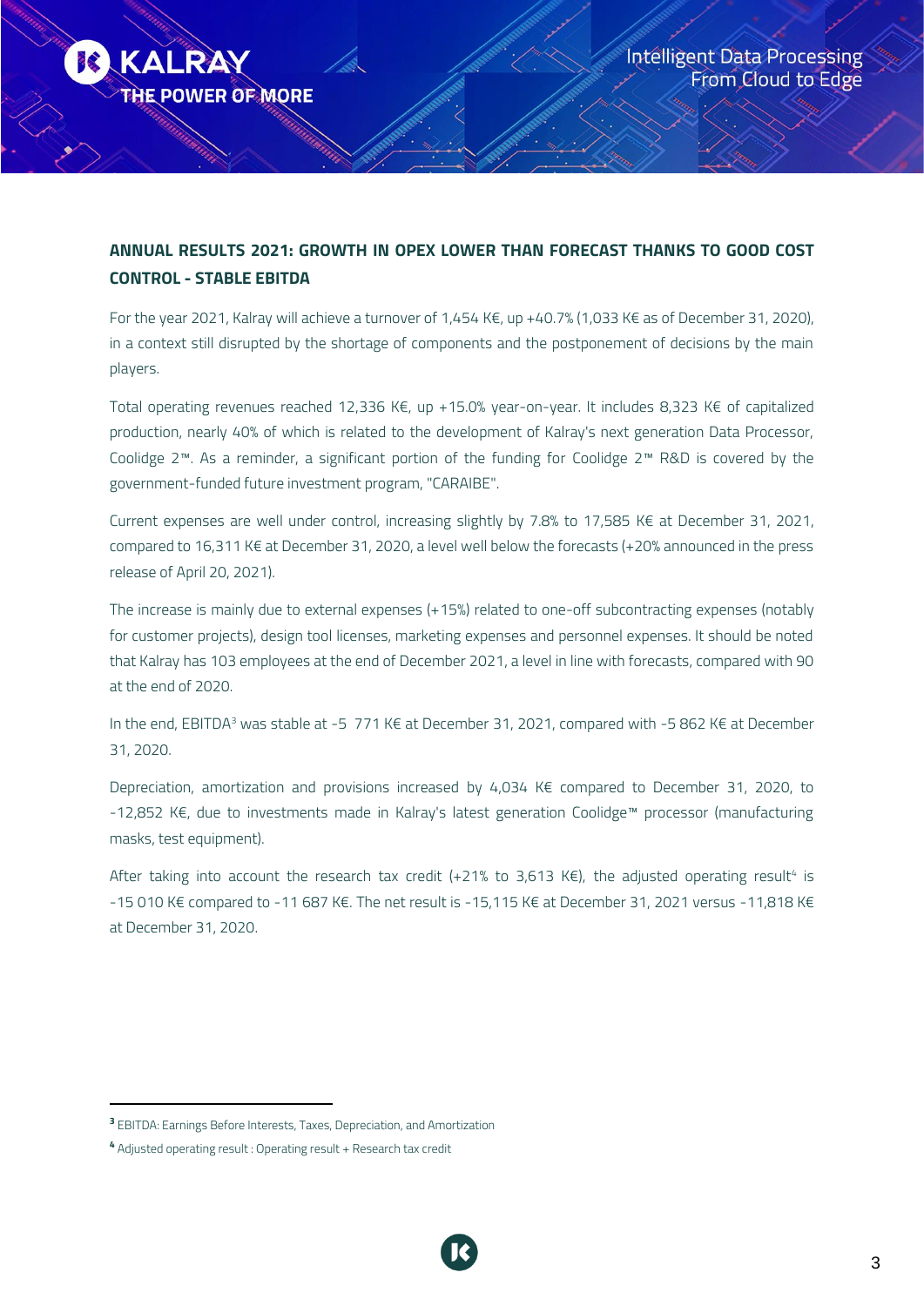## ANNUAL RESULTS 2021: GROWTH IN OPEX LOWER THAN FORECAST THANKS TO GOOD COST CONTROL - STABLE EBITDA

For the year 2021, Kalray will achieve a turnover of 1,454 K€, up +40.7% (1,033 K€ as of December 31, 2020), in a context still disrupted by the shortage of components and the postponement of decisions by the main players.

Total operating revenues reached 12,336 K€, up +15.0% year-on-year. It includes 8,323 K€ of capitalized production, nearly 40% of which is related to the development of Kalray's next generation Data Processor, Coolidge 2™. As a reminder, a significant portion of the funding for Coolidge 2™ R&D is covered by the government-funded future investment program, "CARAIBE".

Current expenses are well under control, increasing slightly by 7.8% to 17,585 K€ at December 31, 2021, compared to 16,311 K€ at December 31, 2020, a level well below the forecasts (+20% announced in the press release of April 20, 2021).

The increase is mainly due to external expenses (+15%) related to one-off subcontracting expenses (notably for customer projects), design tool licenses, marketing expenses and personnel expenses. It should be noted that Kalray has 103 employees at the end of December 2021, a level in line with forecasts, compared with 90 at the end of 2020.

In the end, EBITDA[3] was stable at -5 771 K€ at December 31, 2021, compared with -5 862 K€ at December 31, 2020.

Depreciation, amortization and provisions increased by 4,034 K€ compared to December 31, 2020, to -12,852 K€, due to investments made in Kalray's latest generation Coolidge™ processor (manufacturing masks, test equipment).

After taking into account the research tax credit (+21% to 3,613 K€), the adjusted operating result[4] is -15 010 K€ compared to -11 687 K€. The net result is -15,115 K€ at December 31, 2021 versus -11,818 K€ at December 31, 2020.

---

[3] EBITDA: Earnings Before Interests, Taxes, Depreciation, and Amortization

[4] Adjusted operating result : Operating result + Research tax credit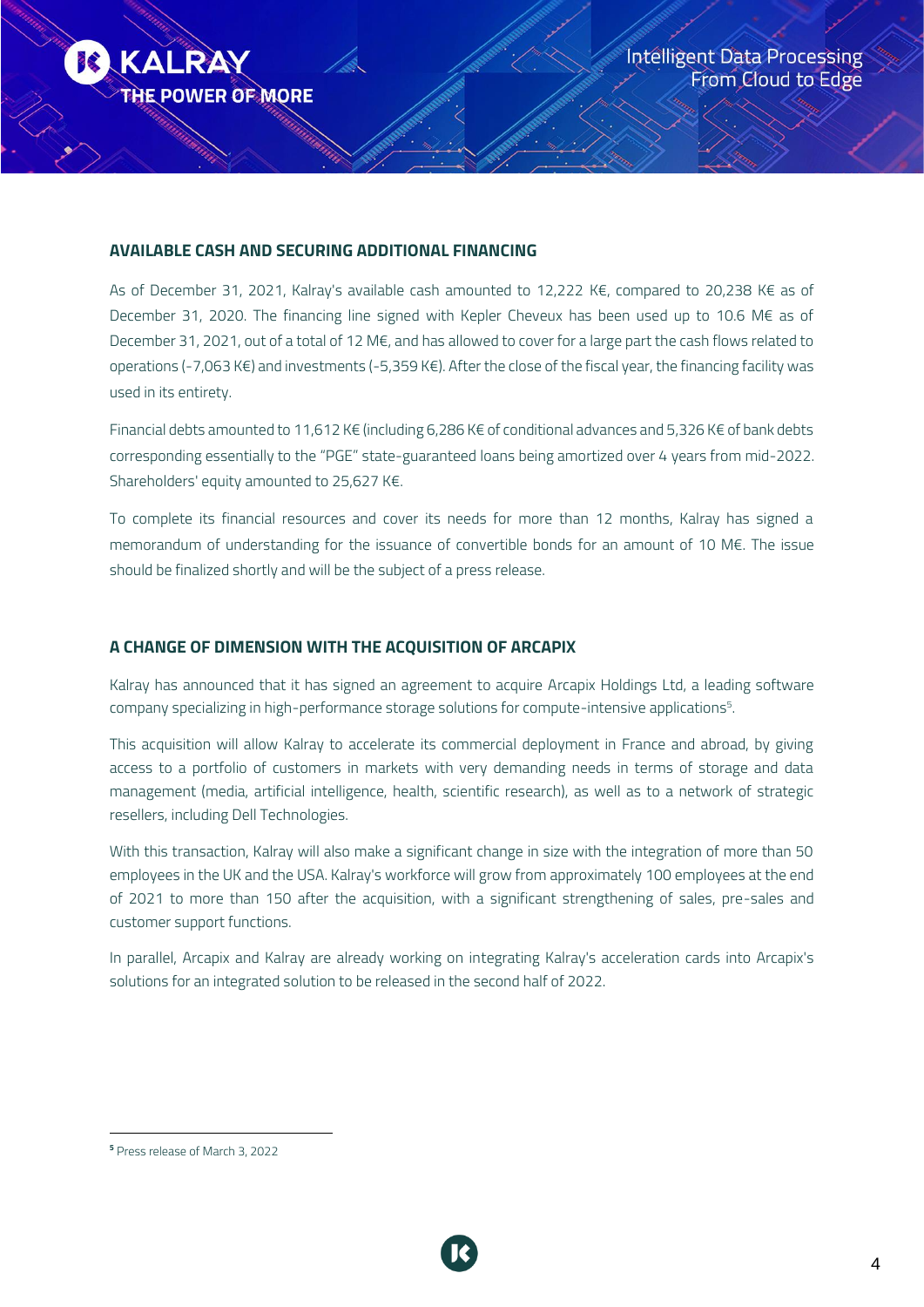## AVAILABLE CASH AND SECURING ADDITIONAL FINANCING

As of December 31, 2021, Kalray's available cash amounted to 12,222 K€, compared to 20,238 K€ as of December 31, 2020. The financing line signed with Kepler Cheveux has been used up to 10.6 M€ as of December 31, 2021, out of a total of 12 M€, and has allowed to cover for a large part the cash flows related to operations (-7,063 K€) and investments (-5,359 K€). After the close of the fiscal year, the financing facility was used in its entirety.

Financial debts amounted to 11,612 K€ (including 6,286 K€ of conditional advances and 5,326 K€ of bank debts corresponding essentially to the "PGE" state-guaranteed loans being amortized over 4 years from mid-2022. Shareholders' equity amounted to 25,627 K€.

To complete its financial resources and cover its needs for more than 12 months, Kalray has signed a memorandum of understanding for the issuance of convertible bonds for an amount of 10 M€. The issue should be finalized shortly and will be the subject of a press release.

## A CHANGE OF DIMENSION WITH THE ACQUISITION OF ARCAPIX

Kalray has announced that it has signed an agreement to acquire Arcapix Holdings Ltd, a leading software company specializing in high-performance storage solutions for compute-intensive applications[5].

This acquisition will allow Kalray to accelerate its commercial deployment in France and abroad, by giving access to a portfolio of customers in markets with very demanding needs in terms of storage and data management (media, artificial intelligence, health, scientific research), as well as to a network of strategic resellers, including Dell Technologies.

With this transaction, Kalray will also make a significant change in size with the integration of more than 50 employees in the UK and the USA. Kalray's workforce will grow from approximately 100 employees at the end of 2021 to more than 150 after the acquisition, with a significant strengthening of sales, pre-sales and customer support functions.

In parallel, Arcapix and Kalray are already working on integrating Kalray's acceleration cards into Arcapix's solutions for an integrated solution to be released in the second half of 2022.

---

[5] Press release of March 3, 2022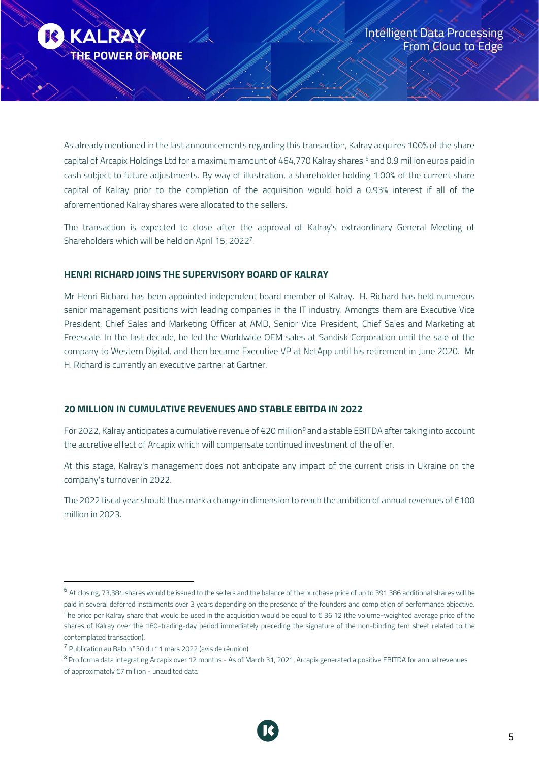As already mentioned in the last announcements regarding this transaction, Kalray acquires 100% of the share capital of Arcapix Holdings Ltd for a maximum amount of 464,770 Kalray shares [6] and 0.9 million euros paid in cash subject to future adjustments. By way of illustration, a shareholder holding 1.00% of the current share capital of Kalray prior to the completion of the acquisition would hold a 0.93% interest if all of the aforementioned Kalray shares were allocated to the sellers.

The transaction is expected to close after the approval of Kalray's extraordinary General Meeting of Shareholders which will be held on April 15, 2022[7].

## HENRI RICHARD JOINS THE SUPERVISORY BOARD OF KALRAY

Mr Henri Richard has been appointed independent board member of Kalray. H. Richard has held numerous senior management positions with leading companies in the IT industry. Amongts them are Executive Vice President, Chief Sales and Marketing Officer at AMD, Senior Vice President, Chief Sales and Marketing at Freescale. In the last decade, he led the Worldwide OEM sales at Sandisk Corporation until the sale of the company to Western Digital, and then became Executive VP at NetApp until his retirement in June 2020. Mr H. Richard is currently an executive partner at Gartner.

## 20 MILLION IN CUMULATIVE REVENUES AND STABLE EBITDA IN 2022

For 2022, Kalray anticipates a cumulative revenue of €20 million[8] and a stable EBITDA after taking into account the accretive effect of Arcapix which will compensate continued investment of the offer.

At this stage, Kalray's management does not anticipate any impact of the current crisis in Ukraine on the company's turnover in 2022.

The 2022 fiscal year should thus mark a change in dimension to reach the ambition of annual revenues of €100 million in 2023.

---

[6] At closing, 73,384 shares would be issued to the sellers and the balance of the purchase price of up to 391 386 additional shares will be paid in several deferred instalments over 3 years depending on the presence of the founders and completion of performance objective. The price per Kalray share that would be used in the acquisition would be equal to € 36.12 (the volume-weighted average price of the shares of Kalray over the 180-trading-day period immediately preceding the signature of the non-binding tem sheet related to the contemplated transaction).

[7] Publication au Balo n°30 du 11 mars 2022 (avis de réunion)

[8] Pro forma data integrating Arcapix over 12 months - As of March 31, 2021, Arcapix generated a positive EBITDA for annual revenues of approximately €7 million - unaudited data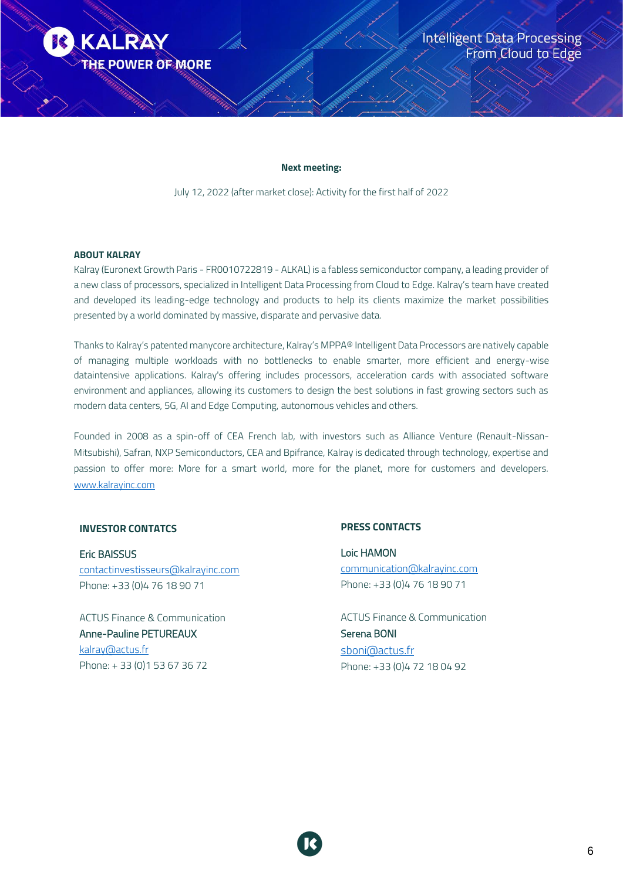**Next meeting:**

July 12, 2022 (after market close): Activity for the first half of 2022

**ABOUT KALRAY**

Kalray (Euronext Growth Paris - FR0010722819 - ALKAL) is a fabless semiconductor company, a leading provider of a new class of processors, specialized in Intelligent Data Processing from Cloud to Edge. Kalray's team have created and developed its leading-edge technology and products to help its clients maximize the market possibilities presented by a world dominated by massive, disparate and pervasive data.

Thanks to Kalray's patented manycore architecture, Kalray's MPPA® Intelligent Data Processors are natively capable of managing multiple workloads with no bottlenecks to enable smarter, more efficient and energy-wise dataintensive applications. Kalray's offering includes processors, acceleration cards with associated software environment and appliances, allowing its customers to design the best solutions in fast growing sectors such as modern data centers, 5G, AI and Edge Computing, autonomous vehicles and others.

Founded in 2008 as a spin-off of CEA French lab, with investors such as Alliance Venture (Renault-Nissan-Mitsubishi), Safran, NXP Semiconductors, CEA and Bpifrance, Kalray is dedicated through technology, expertise and passion to offer more: More for a smart world, more for the planet, more for customers and developers. www.kalrayinc.com

**INVESTOR CONTATCS**

Eric BAISSUS
contactinvestisseurs@kalrayinc.com
Phone: +33 (0)4 76 18 90 71

ACTUS Finance & Communication
Anne-Pauline PETUREAUX
kalray@actus.fr
Phone: + 33 (0)1 53 67 36 72

**PRESS CONTACTS**

Loic HAMON
communication@kalrayinc.com
Phone: +33 (0)4 76 18 90 71

ACTUS Finance & Communication
Serena BONI
sboni@actus.fr
Phone: +33 (0)4 72 18 04 92